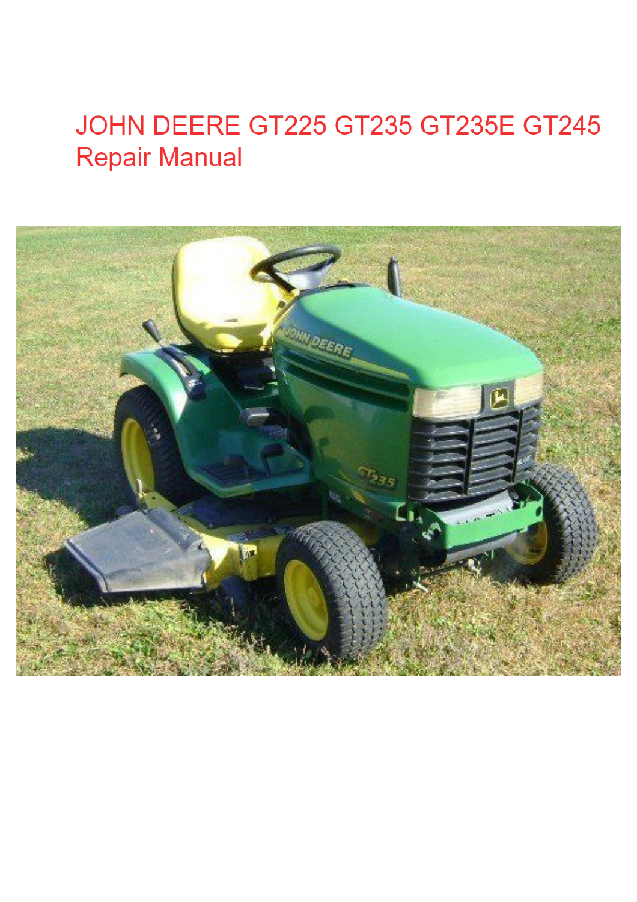# JOHN DEERE GT225 GT235 GT235E GT245 Repair Manual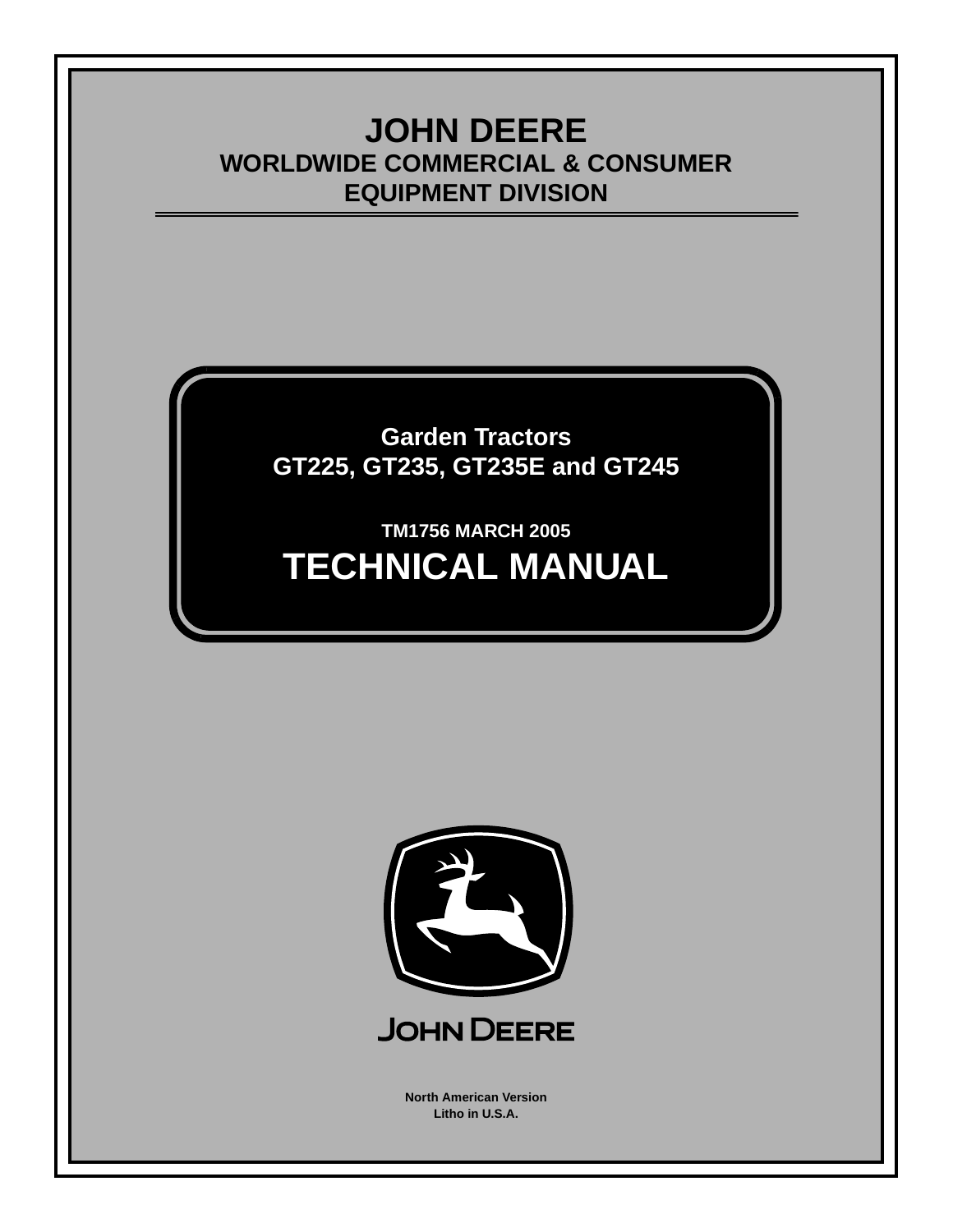# JOHN DEERE

## WORLDWIDE COMMERCIAL & CONSUMER EQUIPMENT DIVISION

**Garden Tractors**
**GT225, GT235, GT235E and GT245**

**TM1756 MARCH 2005**

# TECHNICAL MANUAL

JOHN DEERE

**North American Version**
**Litho in U.S.A.**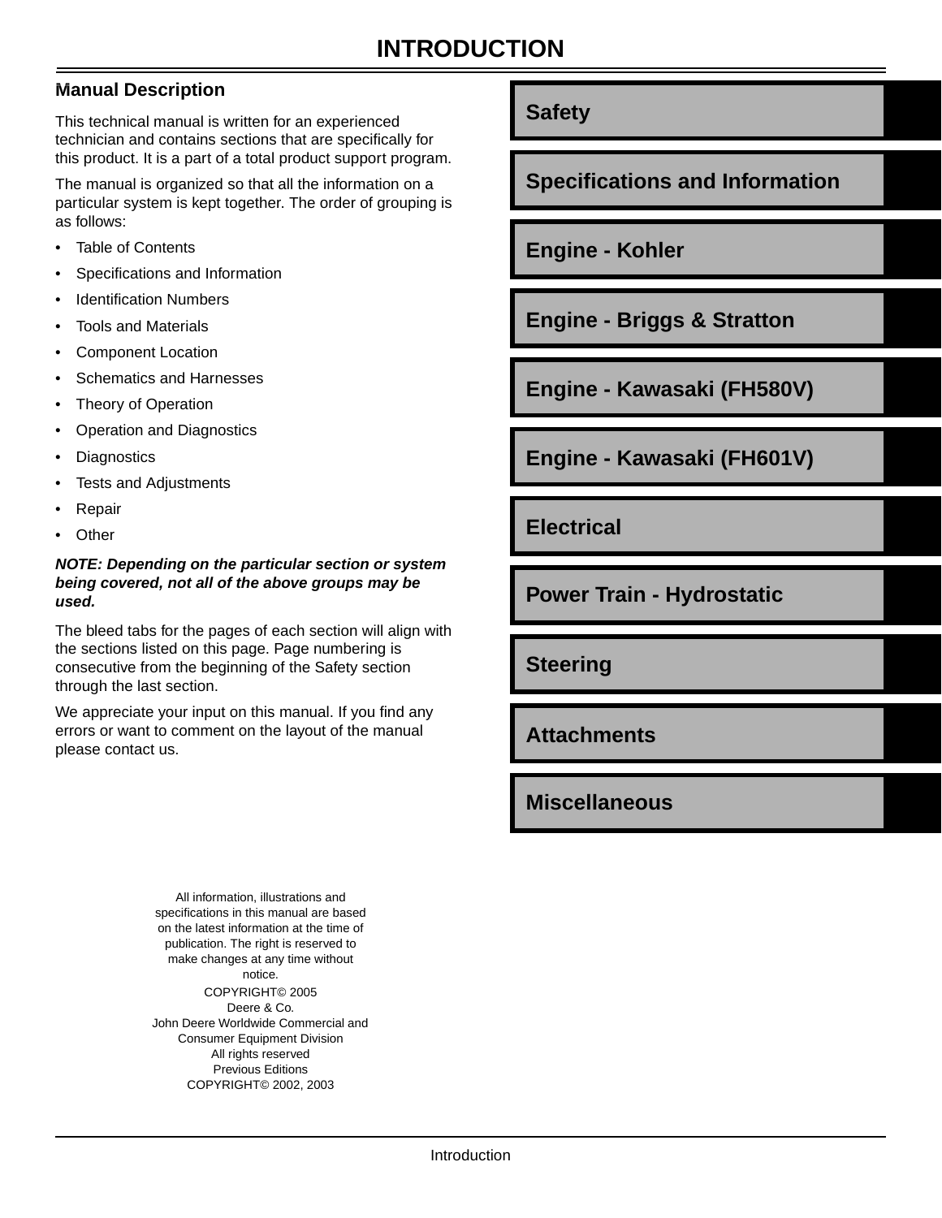# INTRODUCTION

## Manual Description

This technical manual is written for an experienced technician and contains sections that are specifically for this product. It is a part of a total product support program.

The manual is organized so that all the information on a particular system is kept together. The order of grouping is as follows:

- Table of Contents
- Specifications and Information
- Identification Numbers
- Tools and Materials
- Component Location
- Schematics and Harnesses
- Theory of Operation
- Operation and Diagnostics
- Diagnostics
- Tests and Adjustments
- Repair
- Other

***NOTE: Depending on the particular section or system being covered, not all of the above groups may be used.***

The bleed tabs for the pages of each section will align with the sections listed on this page. Page numbering is consecutive from the beginning of the Safety section through the last section.

We appreciate your input on this manual. If you find any errors or want to comment on the layout of the manual please contact us.

**Safety**

**Specifications and Information**

**Engine - Kohler**

**Engine - Briggs & Stratton**

**Engine - Kawasaki (FH580V)**

**Engine - Kawasaki (FH601V)**

**Electrical**

**Power Train - Hydrostatic**

**Steering**

**Attachments**

**Miscellaneous**

All information, illustrations and specifications in this manual are based on the latest information at the time of publication. The right is reserved to make changes at any time without notice.

COPYRIGHT© 2005
Deere & Co.
John Deere Worldwide Commercial and Consumer Equipment Division
All rights reserved
Previous Editions
COPYRIGHT© 2002, 2003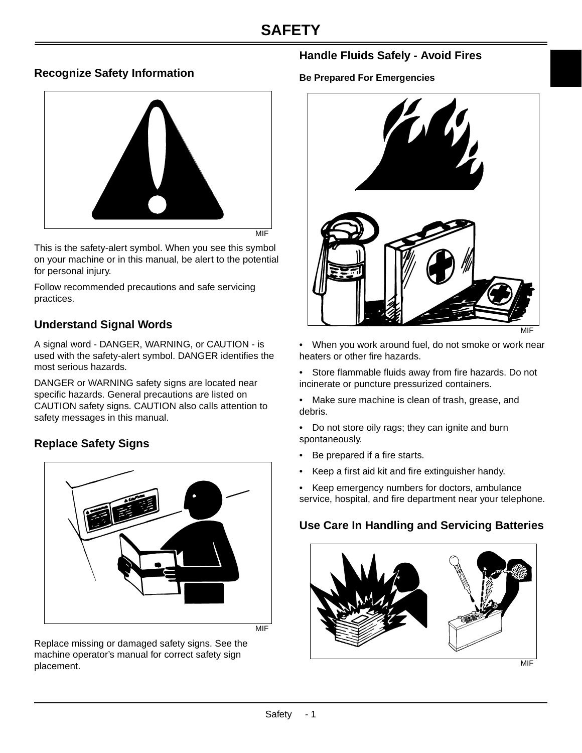# SAFETY

## Recognize Safety Information

MIF

This is the safety-alert symbol. When you see this symbol on your machine or in this manual, be alert to the potential for personal injury.

Follow recommended precautions and safe servicing practices.

## Understand Signal Words

A signal word - DANGER, WARNING, or CAUTION - is used with the safety-alert symbol. DANGER identifies the most serious hazards.

DANGER or WARNING safety signs are located near specific hazards. General precautions are listed on CAUTION safety signs. CAUTION also calls attention to safety messages in this manual.

## Replace Safety Signs

MIF

Replace missing or damaged safety signs. See the machine operator's manual for correct safety sign placement.

## Handle Fluids Safely - Avoid Fires

### Be Prepared For Emergencies

MIF

- When you work around fuel, do not smoke or work near heaters or other fire hazards.
- Store flammable fluids away from fire hazards. Do not incinerate or puncture pressurized containers.
- Make sure machine is clean of trash, grease, and debris.
- Do not store oily rags; they can ignite and burn spontaneously.
- Be prepared if a fire starts.
- Keep a first aid kit and fire extinguisher handy.
- Keep emergency numbers for doctors, ambulance service, hospital, and fire department near your telephone.

## Use Care In Handling and Servicing Batteries

MIF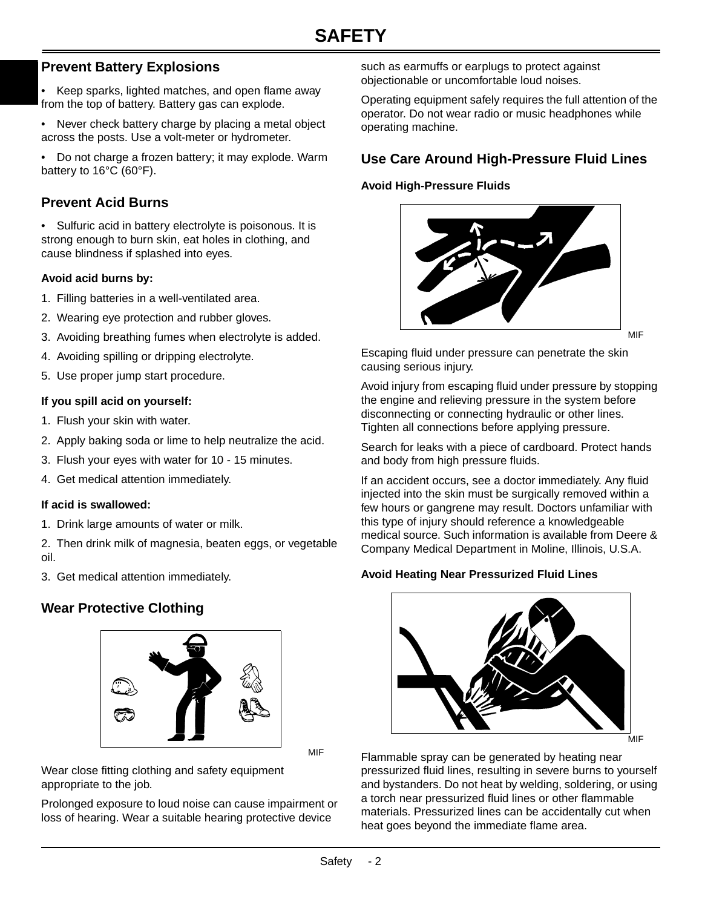## Prevent Battery Explosions

- Keep sparks, lighted matches, and open flame away from the top of battery. Battery gas can explode.
- Never check battery charge by placing a metal object across the posts. Use a volt-meter or hydrometer.
- Do not charge a frozen battery; it may explode. Warm battery to 16°C (60°F).

## Prevent Acid Burns

- Sulfuric acid in battery electrolyte is poisonous. It is strong enough to burn skin, eat holes in clothing, and cause blindness if splashed into eyes.

**Avoid acid burns by:**

1. Filling batteries in a well-ventilated area.
2. Wearing eye protection and rubber gloves.
3. Avoiding breathing fumes when electrolyte is added.
4. Avoiding spilling or dripping electrolyte.
5. Use proper jump start procedure.

**If you spill acid on yourself:**

1. Flush your skin with water.
2. Apply baking soda or lime to help neutralize the acid.
3. Flush your eyes with water for 10 - 15 minutes.
4. Get medical attention immediately.

**If acid is swallowed:**

1. Drink large amounts of water or milk.
2. Then drink milk of magnesia, beaten eggs, or vegetable oil.
3. Get medical attention immediately.

## Wear Protective Clothing

MIF

Wear close fitting clothing and safety equipment appropriate to the job.

Prolonged exposure to loud noise can cause impairment or loss of hearing. Wear a suitable hearing protective device such as earmuffs or earplugs to protect against objectionable or uncomfortable loud noises.

Operating equipment safely requires the full attention of the operator. Do not wear radio or music headphones while operating machine.

## Use Care Around High-Pressure Fluid Lines

**Avoid High-Pressure Fluids**

MIF

Escaping fluid under pressure can penetrate the skin causing serious injury.

Avoid injury from escaping fluid under pressure by stopping the engine and relieving pressure in the system before disconnecting or connecting hydraulic or other lines. Tighten all connections before applying pressure.

Search for leaks with a piece of cardboard. Protect hands and body from high pressure fluids.

If an accident occurs, see a doctor immediately. Any fluid injected into the skin must be surgically removed within a few hours or gangrene may result. Doctors unfamiliar with this type of injury should reference a knowledgeable medical source. Such information is available from Deere & Company Medical Department in Moline, Illinois, U.S.A.

**Avoid Heating Near Pressurized Fluid Lines**

MIF

Flammable spray can be generated by heating near pressurized fluid lines, resulting in severe burns to yourself and bystanders. Do not heat by welding, soldering, or using a torch near pressurized fluid lines or other flammable materials. Pressurized lines can be accidentally cut when heat goes beyond the immediate flame area.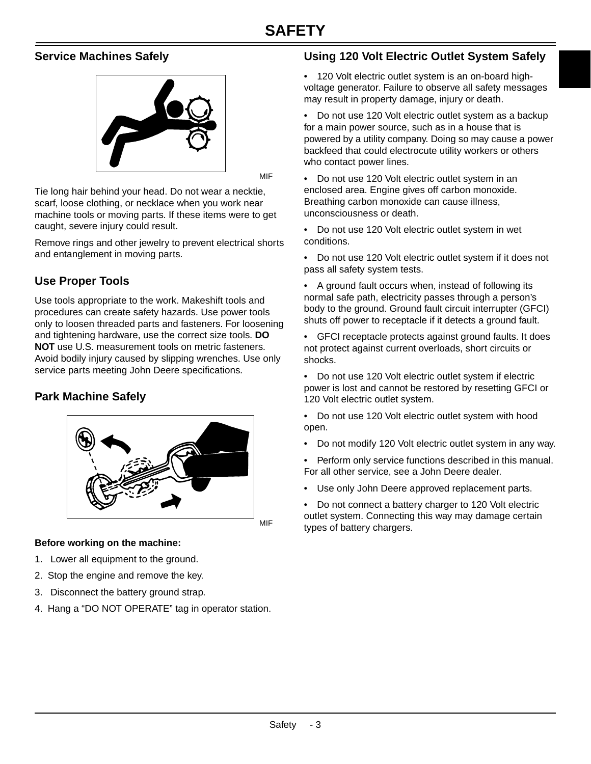# SAFETY

## Service Machines Safely

MIF

Tie long hair behind your head. Do not wear a necktie, scarf, loose clothing, or necklace when you work near machine tools or moving parts. If these items were to get caught, severe injury could result.

Remove rings and other jewelry to prevent electrical shorts and entanglement in moving parts.

## Use Proper Tools

Use tools appropriate to the work. Makeshift tools and procedures can create safety hazards. Use power tools only to loosen threaded parts and fasteners. For loosening and tightening hardware, use the correct size tools. **DO NOT** use U.S. measurement tools on metric fasteners. Avoid bodily injury caused by slipping wrenches. Use only service parts meeting John Deere specifications.

## Park Machine Safely

MIF

**Before working on the machine:**

1. Lower all equipment to the ground.
2. Stop the engine and remove the key.
3. Disconnect the battery ground strap.
4. Hang a "DO NOT OPERATE" tag in operator station.

## Using 120 Volt Electric Outlet System Safely

- 120 Volt electric outlet system is an on-board high-voltage generator. Failure to observe all safety messages may result in property damage, injury or death.
- Do not use 120 Volt electric outlet system as a backup for a main power source, such as in a house that is powered by a utility company. Doing so may cause a power backfeed that could electrocute utility workers or others who contact power lines.
- Do not use 120 Volt electric outlet system in an enclosed area. Engine gives off carbon monoxide. Breathing carbon monoxide can cause illness, unconsciousness or death.
- Do not use 120 Volt electric outlet system in wet conditions.
- Do not use 120 Volt electric outlet system if it does not pass all safety system tests.
- A ground fault occurs when, instead of following its normal safe path, electricity passes through a person's body to the ground. Ground fault circuit interrupter (GFCI) shuts off power to receptacle if it detects a ground fault.
- GFCI receptacle protects against ground faults. It does not protect against current overloads, short circuits or shocks.
- Do not use 120 Volt electric outlet system if electric power is lost and cannot be restored by resetting GFCI or 120 Volt electric outlet system.
- Do not use 120 Volt electric outlet system with hood open.
- Do not modify 120 Volt electric outlet system in any way.
- Perform only service functions described in this manual. For all other service, see a John Deere dealer.
- Use only John Deere approved replacement parts.
- Do not connect a battery charger to 120 Volt electric outlet system. Connecting this way may damage certain types of battery chargers.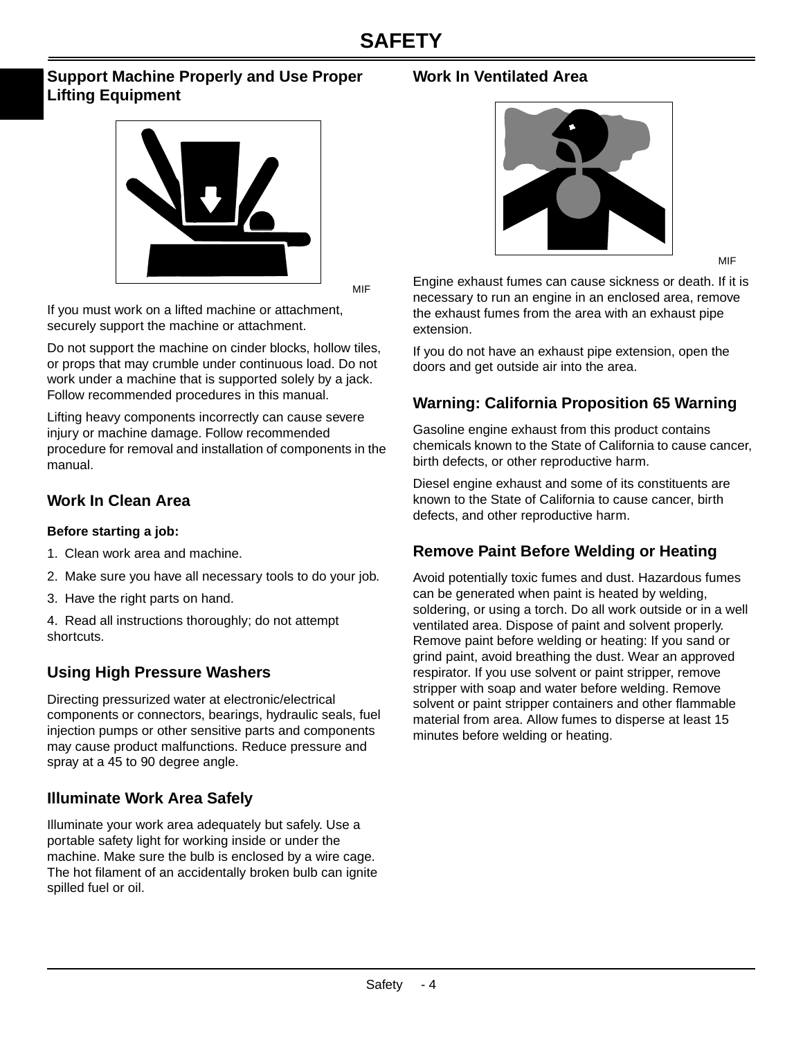## Support Machine Properly and Use Proper Lifting Equipment

MIF

If you must work on a lifted machine or attachment, securely support the machine or attachment.

Do not support the machine on cinder blocks, hollow tiles, or props that may crumble under continuous load. Do not work under a machine that is supported solely by a jack. Follow recommended procedures in this manual.

Lifting heavy components incorrectly can cause severe injury or machine damage. Follow recommended procedure for removal and installation of components in the manual.

## Work In Clean Area

**Before starting a job:**

1. Clean work area and machine.
2. Make sure you have all necessary tools to do your job.
3. Have the right parts on hand.
4. Read all instructions thoroughly; do not attempt shortcuts.

## Using High Pressure Washers

Directing pressurized water at electronic/electrical components or connectors, bearings, hydraulic seals, fuel injection pumps or other sensitive parts and components may cause product malfunctions. Reduce pressure and spray at a 45 to 90 degree angle.

## Illuminate Work Area Safely

Illuminate your work area adequately but safely. Use a portable safety light for working inside or under the machine. Make sure the bulb is enclosed by a wire cage. The hot filament of an accidentally broken bulb can ignite spilled fuel or oil.

## Work In Ventilated Area

MIF

Engine exhaust fumes can cause sickness or death. If it is necessary to run an engine in an enclosed area, remove the exhaust fumes from the area with an exhaust pipe extension.

If you do not have an exhaust pipe extension, open the doors and get outside air into the area.

## Warning: California Proposition 65 Warning

Gasoline engine exhaust from this product contains chemicals known to the State of California to cause cancer, birth defects, or other reproductive harm.

Diesel engine exhaust and some of its constituents are known to the State of California to cause cancer, birth defects, and other reproductive harm.

## Remove Paint Before Welding or Heating

Avoid potentially toxic fumes and dust. Hazardous fumes can be generated when paint is heated by welding, soldering, or using a torch. Do all work outside or in a well ventilated area. Dispose of paint and solvent properly. Remove paint before welding or heating: If you sand or grind paint, avoid breathing the dust. Wear an approved respirator. If you use solvent or paint stripper, remove stripper with soap and water before welding. Remove solvent or paint stripper containers and other flammable material from area. Allow fumes to disperse at least 15 minutes before welding or heating.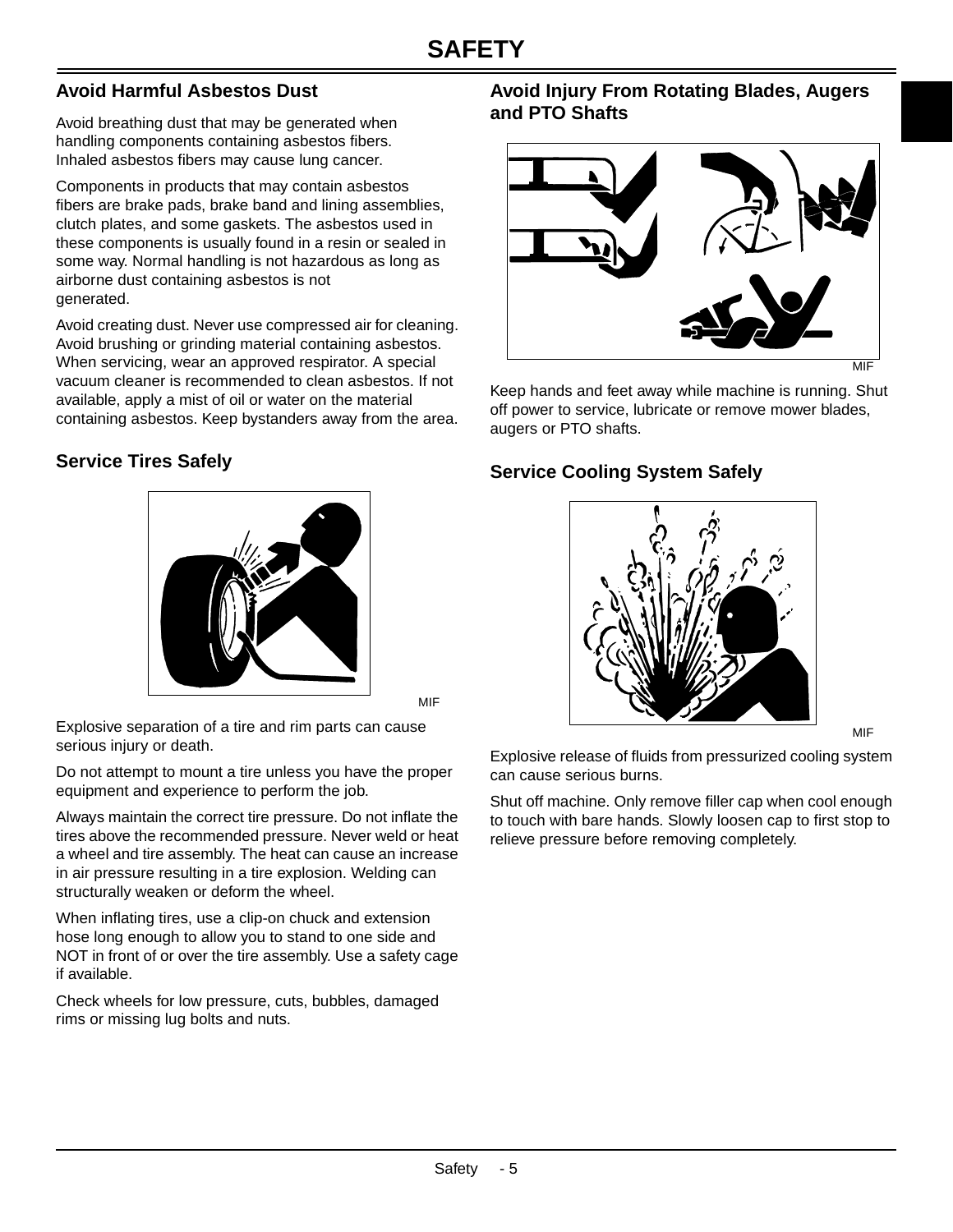# SAFETY

## Avoid Harmful Asbestos Dust

Avoid breathing dust that may be generated when handling components containing asbestos fibers. Inhaled asbestos fibers may cause lung cancer.

Components in products that may contain asbestos fibers are brake pads, brake band and lining assemblies, clutch plates, and some gaskets. The asbestos used in these components is usually found in a resin or sealed in some way. Normal handling is not hazardous as long as airborne dust containing asbestos is not generated.

Avoid creating dust. Never use compressed air for cleaning. Avoid brushing or grinding material containing asbestos. When servicing, wear an approved respirator. A special vacuum cleaner is recommended to clean asbestos. If not available, apply a mist of oil or water on the material containing asbestos. Keep bystanders away from the area.

## Service Tires Safely

MIF

Explosive separation of a tire and rim parts can cause serious injury or death.

Do not attempt to mount a tire unless you have the proper equipment and experience to perform the job.

Always maintain the correct tire pressure. Do not inflate the tires above the recommended pressure. Never weld or heat a wheel and tire assembly. The heat can cause an increase in air pressure resulting in a tire explosion. Welding can structurally weaken or deform the wheel.

When inflating tires, use a clip-on chuck and extension hose long enough to allow you to stand to one side and NOT in front of or over the tire assembly. Use a safety cage if available.

Check wheels for low pressure, cuts, bubbles, damaged rims or missing lug bolts and nuts.

## Avoid Injury From Rotating Blades, Augers and PTO Shafts

MIF

Keep hands and feet away while machine is running. Shut off power to service, lubricate or remove mower blades, augers or PTO shafts.

## Service Cooling System Safely

MIF

Explosive release of fluids from pressurized cooling system can cause serious burns.

Shut off machine. Only remove filler cap when cool enough to touch with bare hands. Slowly loosen cap to first stop to relieve pressure before removing completely.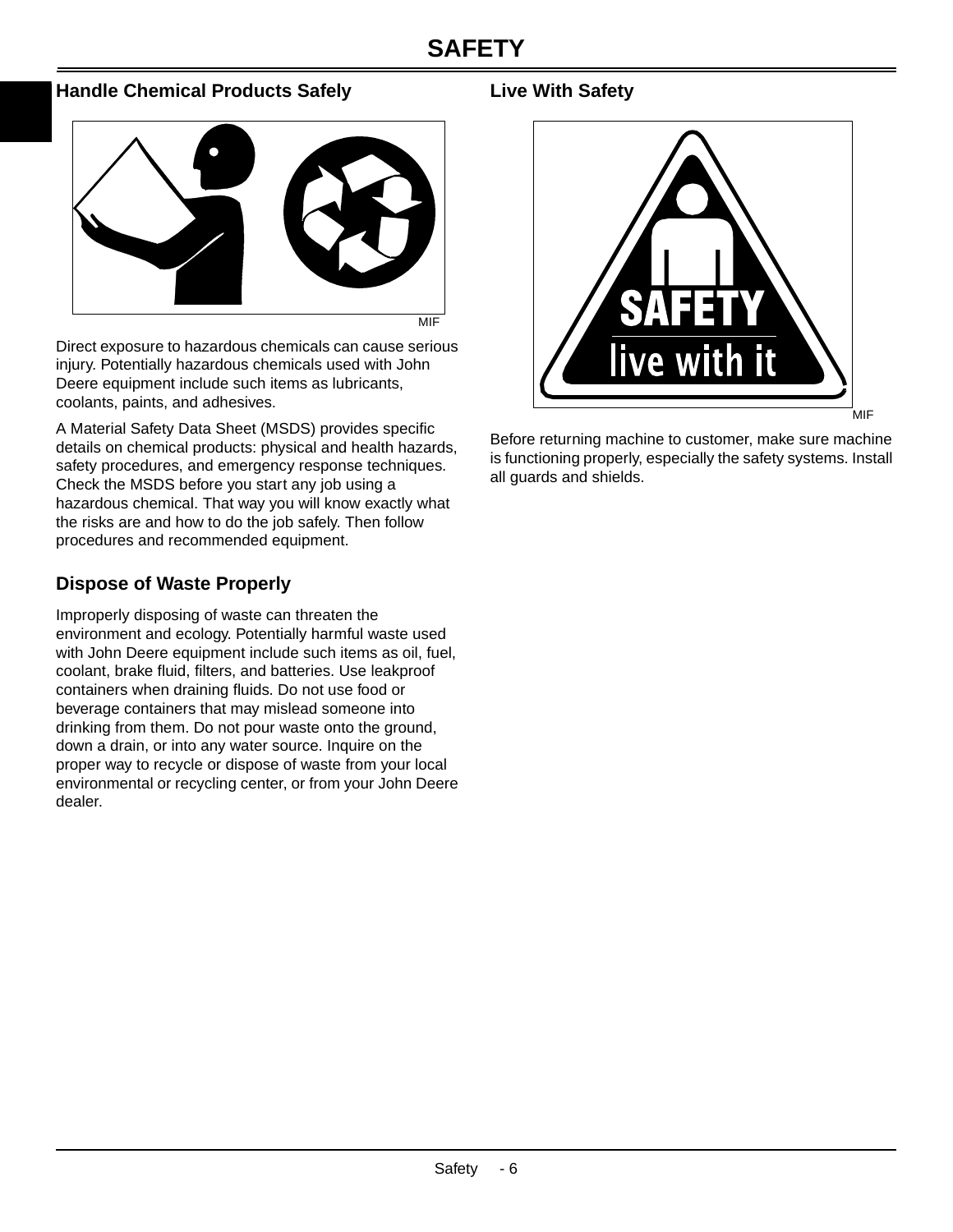## Handle Chemical Products Safely

MIF

Direct exposure to hazardous chemicals can cause serious injury. Potentially hazardous chemicals used with John Deere equipment include such items as lubricants, coolants, paints, and adhesives.

A Material Safety Data Sheet (MSDS) provides specific details on chemical products: physical and health hazards, safety procedures, and emergency response techniques. Check the MSDS before you start any job using a hazardous chemical. That way you will know exactly what the risks are and how to do the job safely. Then follow procedures and recommended equipment.

## Dispose of Waste Properly

Improperly disposing of waste can threaten the environment and ecology. Potentially harmful waste used with John Deere equipment include such items as oil, fuel, coolant, brake fluid, filters, and batteries. Use leakproof containers when draining fluids. Do not use food or beverage containers that may mislead someone into drinking from them. Do not pour waste onto the ground, down a drain, or into any water source. Inquire on the proper way to recycle or dispose of waste from your local environmental or recycling center, or from your John Deere dealer.

## Live With Safety

MIF

Before returning machine to customer, make sure machine is functioning properly, especially the safety systems. Install all guards and shields.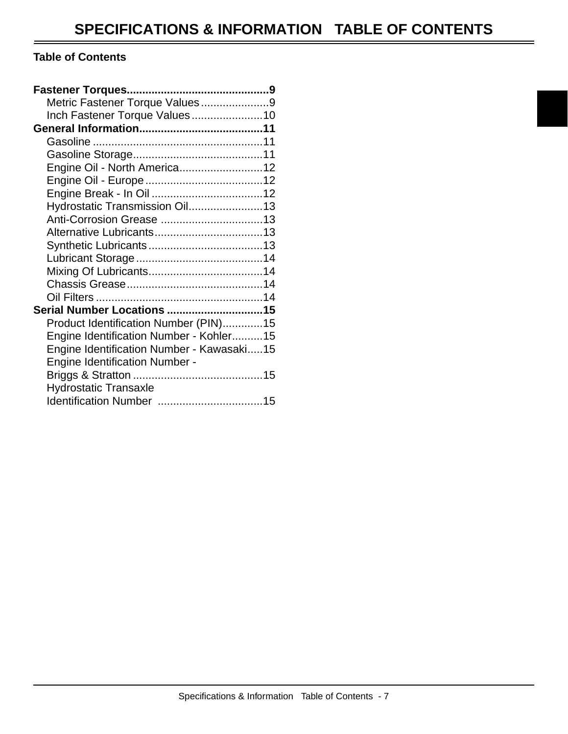# SPECIFICATIONS & INFORMATION TABLE OF CONTENTS

## Table of Contents

**Fastener Torques............................................9**
- Metric Fastener Torque Values......................9
- Inch Fastener Torque Values.......................10

**General Information.......................................11**
- Gasoline.......................................................11
- Gasoline Storage..........................................11
- Engine Oil - North America...........................12
- Engine Oil - Europe......................................12
- Engine Break - In Oil....................................12
- Hydrostatic Transmission Oil........................13
- Anti-Corrosion Grease .................................13
- Alternative Lubricants...................................13
- Synthetic Lubricants.....................................13
- Lubricant Storage.........................................14
- Mixing Of Lubricants.....................................14
- Chassis Grease............................................14
- Oil Filters......................................................14

**Serial Number Locations ...............................15**
- Product Identification Number (PIN).............15
- Engine Identification Number - Kohler..........15
- Engine Identification Number - Kawasaki.....15
- Engine Identification Number - Briggs & Stratton..........................................15
- Hydrostatic Transaxle Identification Number ..................................15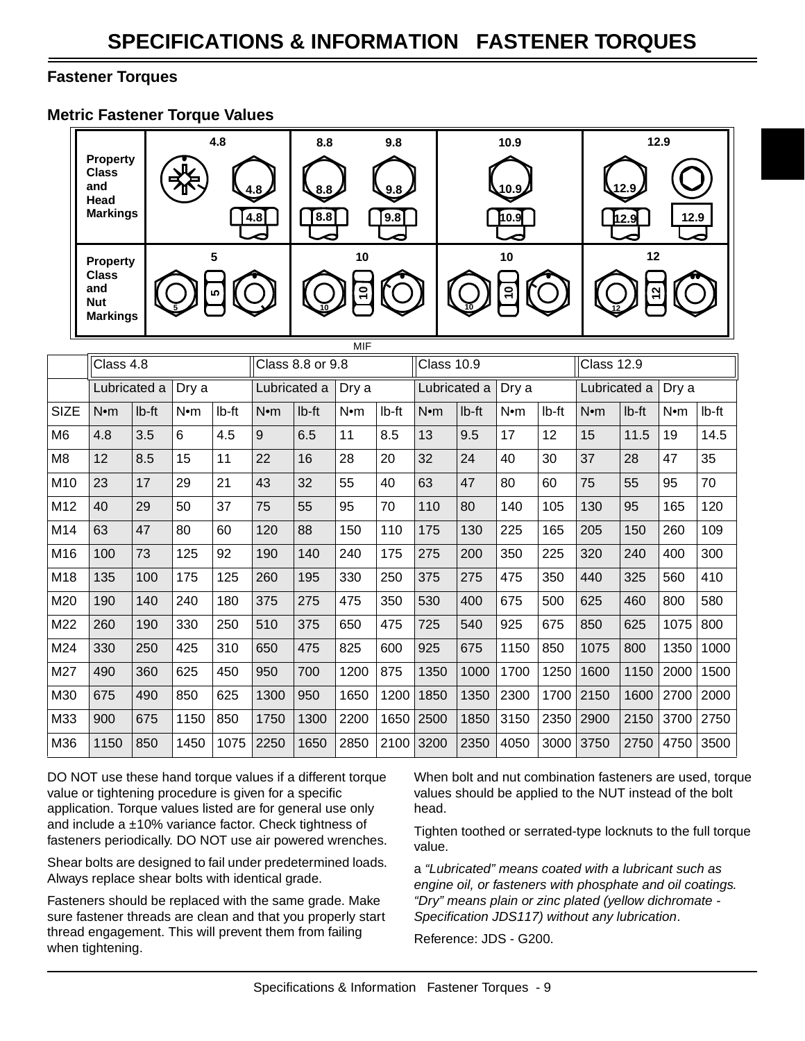## Fastener Torques

### Metric Fastener Torque Values

| Property Class and Head Markings | 4.8 | 8.8 / 9.8 | 10.9 | 12.9 |
|---|---|---|---|---|
| **Property Class and Nut Markings** | 5 | 10 | 10 | 12 |

MIF

| | Class 4.8 | | | | Class 8.8 or 9.8 | | | | Class 10.9 | | | | Class 12.9 | | | |
|---|---|---|---|---|---|---|---|---|---|---|---|---|---|---|---|---|
| | Lubricated a | | Dry a | | Lubricated a | | Dry a | | Lubricated a | | Dry a | | Lubricated a | | Dry a | |
| SIZE | N•m | lb-ft | N•m | lb-ft | N•m | lb-ft | N•m | lb-ft | N•m | lb-ft | N•m | lb-ft | N•m | lb-ft | N•m | lb-ft |
| M6 | 4.8 | 3.5 | 6 | 4.5 | 9 | 6.5 | 11 | 8.5 | 13 | 9.5 | 17 | 12 | 15 | 11.5 | 19 | 14.5 |
| M8 | 12 | 8.5 | 15 | 11 | 22 | 16 | 28 | 20 | 32 | 24 | 40 | 30 | 37 | 28 | 47 | 35 |
| M10 | 23 | 17 | 29 | 21 | 43 | 32 | 55 | 40 | 63 | 47 | 80 | 60 | 75 | 55 | 95 | 70 |
| M12 | 40 | 29 | 50 | 37 | 75 | 55 | 95 | 70 | 110 | 80 | 140 | 105 | 130 | 95 | 165 | 120 |
| M14 | 63 | 47 | 80 | 60 | 120 | 88 | 150 | 110 | 175 | 130 | 225 | 165 | 205 | 150 | 260 | 109 |
| M16 | 100 | 73 | 125 | 92 | 190 | 140 | 240 | 175 | 275 | 200 | 350 | 225 | 320 | 240 | 400 | 300 |
| M18 | 135 | 100 | 175 | 125 | 260 | 195 | 330 | 250 | 375 | 275 | 475 | 350 | 440 | 325 | 560 | 410 |
| M20 | 190 | 140 | 240 | 180 | 375 | 275 | 475 | 350 | 530 | 400 | 675 | 500 | 625 | 460 | 800 | 580 |
| M22 | 260 | 190 | 330 | 250 | 510 | 375 | 650 | 475 | 725 | 540 | 925 | 675 | 850 | 625 | 1075 | 800 |
| M24 | 330 | 250 | 425 | 310 | 650 | 475 | 825 | 600 | 925 | 675 | 1150 | 850 | 1075 | 800 | 1350 | 1000 |
| M27 | 490 | 360 | 625 | 450 | 950 | 700 | 1200 | 875 | 1350 | 1000 | 1700 | 1250 | 1600 | 1150 | 2000 | 1500 |
| M30 | 675 | 490 | 850 | 625 | 1300 | 950 | 1650 | 1200 | 1850 | 1350 | 2300 | 1700 | 2150 | 1600 | 2700 | 2000 |
| M33 | 900 | 675 | 1150 | 850 | 1750 | 1300 | 2200 | 1650 | 2500 | 1850 | 3150 | 2350 | 2900 | 2150 | 3700 | 2750 |
| M36 | 1150 | 850 | 1450 | 1075 | 2250 | 1650 | 2850 | 2100 | 3200 | 2350 | 4050 | 3000 | 3750 | 2750 | 4750 | 3500 |

DO NOT use these hand torque values if a different torque value or tightening procedure is given for a specific application. Torque values listed are for general use only and include a ±10% variance factor. Check tightness of fasteners periodically. DO NOT use air powered wrenches.

Shear bolts are designed to fail under predetermined loads. Always replace shear bolts with identical grade.

Fasteners should be replaced with the same grade. Make sure fastener threads are clean and that you properly start thread engagement. This will prevent them from failing when tightening.

When bolt and nut combination fasteners are used, torque values should be applied to the NUT instead of the bolt head.

Tighten toothed or serrated-type locknuts to the full torque value.

a *"Lubricated" means coated with a lubricant such as engine oil, or fasteners with phosphate and oil coatings. "Dry" means plain or zinc plated (yellow dichromate - Specification JDS117) without any lubrication*.

Reference: JDS - G200.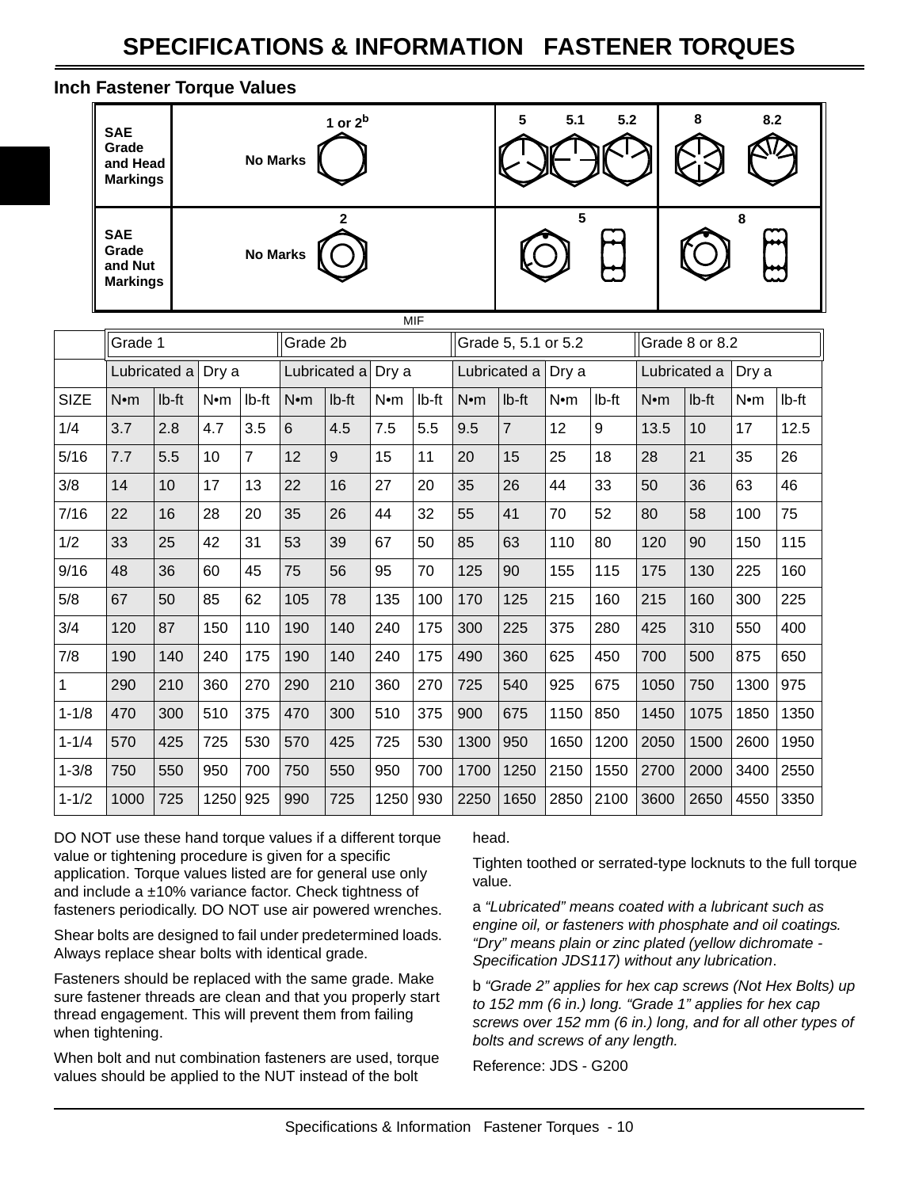## Inch Fastener Torque Values

| SAE Grade and Head Markings | No Marks — 1 or 2[b] | 5, 5.1, 5.2 | 8, 8.2 |
|---|---|---|---|
| SAE Grade and Nut Markings | No Marks — 2 | 5 | 8 |

MIF

| | Grade 1 | | | | Grade 2b | | | | Grade 5, 5.1 or 5.2 | | | | Grade 8 or 8.2 | | | |
|---|---|---|---|---|---|---|---|---|---|---|---|---|---|---|---|---|
| | Lubricated a | | Dry a | | Lubricated a | | Dry a | | Lubricated a | | Dry a | | Lubricated a | | Dry a | |
| SIZE | N•m | lb-ft | N•m | lb-ft | N•m | lb-ft | N•m | lb-ft | N•m | lb-ft | N•m | lb-ft | N•m | lb-ft | N•m | lb-ft |
| 1/4 | 3.7 | 2.8 | 4.7 | 3.5 | 6 | 4.5 | 7.5 | 5.5 | 9.5 | 7 | 12 | 9 | 13.5 | 10 | 17 | 12.5 |
| 5/16 | 7.7 | 5.5 | 10 | 7 | 12 | 9 | 15 | 11 | 20 | 15 | 25 | 18 | 28 | 21 | 35 | 26 |
| 3/8 | 14 | 10 | 17 | 13 | 22 | 16 | 27 | 20 | 35 | 26 | 44 | 33 | 50 | 36 | 63 | 46 |
| 7/16 | 22 | 16 | 28 | 20 | 35 | 26 | 44 | 32 | 55 | 41 | 70 | 52 | 80 | 58 | 100 | 75 |
| 1/2 | 33 | 25 | 42 | 31 | 53 | 39 | 67 | 50 | 85 | 63 | 110 | 80 | 120 | 90 | 150 | 115 |
| 9/16 | 48 | 36 | 60 | 45 | 75 | 56 | 95 | 70 | 125 | 90 | 155 | 115 | 175 | 130 | 225 | 160 |
| 5/8 | 67 | 50 | 85 | 62 | 105 | 78 | 135 | 100 | 170 | 125 | 215 | 160 | 215 | 160 | 300 | 225 |
| 3/4 | 120 | 87 | 150 | 110 | 190 | 140 | 240 | 175 | 300 | 225 | 375 | 280 | 425 | 310 | 550 | 400 |
| 7/8 | 190 | 140 | 240 | 175 | 190 | 140 | 240 | 175 | 490 | 360 | 625 | 450 | 700 | 500 | 875 | 650 |
| 1 | 290 | 210 | 360 | 270 | 290 | 210 | 360 | 270 | 725 | 540 | 925 | 675 | 1050 | 750 | 1300 | 975 |
| 1-1/8 | 470 | 300 | 510 | 375 | 470 | 300 | 510 | 375 | 900 | 675 | 1150 | 850 | 1450 | 1075 | 1850 | 1350 |
| 1-1/4 | 570 | 425 | 725 | 530 | 570 | 425 | 725 | 530 | 1300 | 950 | 1650 | 1200 | 2050 | 1500 | 2600 | 1950 |
| 1-3/8 | 750 | 550 | 950 | 700 | 750 | 550 | 950 | 700 | 1700 | 1250 | 2150 | 1550 | 2700 | 2000 | 3400 | 2550 |
| 1-1/2 | 1000 | 725 | 1250 | 925 | 990 | 725 | 1250 | 930 | 2250 | 1650 | 2850 | 2100 | 3600 | 2650 | 4550 | 3350 |

DO NOT use these hand torque values if a different torque value or tightening procedure is given for a specific application. Torque values listed are for general use only and include a ±10% variance factor. Check tightness of fasteners periodically. DO NOT use air powered wrenches.

Shear bolts are designed to fail under predetermined loads. Always replace shear bolts with identical grade.

Fasteners should be replaced with the same grade. Make sure fastener threads are clean and that you properly start thread engagement. This will prevent them from failing when tightening.

When bolt and nut combination fasteners are used, torque values should be applied to the NUT instead of the bolt head.

Tighten toothed or serrated-type locknuts to the full torque value.

a *"Lubricated" means coated with a lubricant such as engine oil, or fasteners with phosphate and oil coatings. "Dry" means plain or zinc plated (yellow dichromate - Specification JDS117) without any lubrication*.

b *"Grade 2" applies for hex cap screws (Not Hex Bolts) up to 152 mm (6 in.) long. "Grade 1" applies for hex cap screws over 152 mm (6 in.) long, and for all other types of bolts and screws of any length.*

Reference: JDS - G200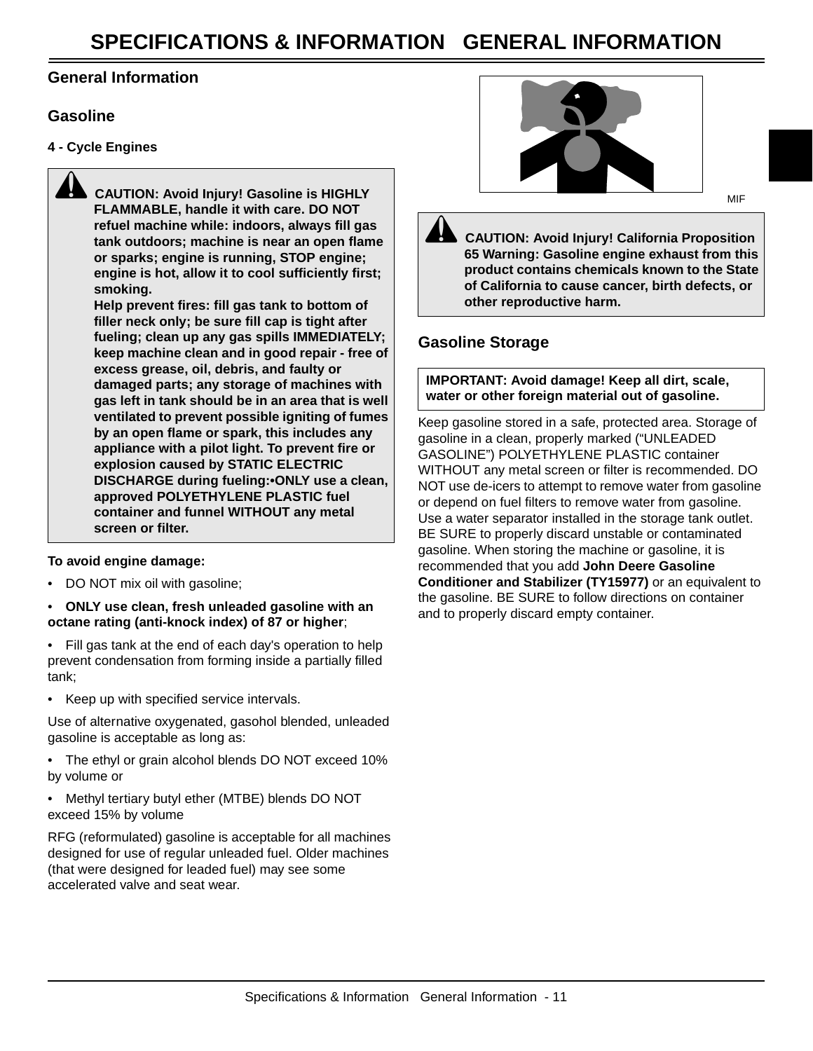## General Information

## Gasoline

#### 4 - Cycle Engines

> **CAUTION: Avoid Injury! Gasoline is HIGHLY FLAMMABLE, handle it with care. DO NOT refuel machine while: indoors, always fill gas tank outdoors; machine is near an open flame or sparks; engine is running, STOP engine; engine is hot, allow it to cool sufficiently first; smoking.**
> **Help prevent fires: fill gas tank to bottom of filler neck only; be sure fill cap is tight after fueling; clean up any gas spills IMMEDIATELY; keep machine clean and in good repair - free of excess grease, oil, debris, and faulty or damaged parts; any storage of machines with gas left in tank should be in an area that is well ventilated to prevent possible igniting of fumes by an open flame or spark, this includes any appliance with a pilot light. To prevent fire or explosion caused by STATIC ELECTRIC DISCHARGE during fueling:•ONLY use a clean, approved POLYETHYLENE PLASTIC fuel container and funnel WITHOUT any metal screen or filter.**

**To avoid engine damage:**

- DO NOT mix oil with gasoline;
- **ONLY use clean, fresh unleaded gasoline with an octane rating (anti-knock index) of 87 or higher**;
- Fill gas tank at the end of each day's operation to help prevent condensation from forming inside a partially filled tank;
- Keep up with specified service intervals.

Use of alternative oxygenated, gasohol blended, unleaded gasoline is acceptable as long as:

- The ethyl or grain alcohol blends DO NOT exceed 10% by volume or
- Methyl tertiary butyl ether (MTBE) blends DO NOT exceed 15% by volume

RFG (reformulated) gasoline is acceptable for all machines designed for use of regular unleaded fuel. Older machines (that were designed for leaded fuel) may see some accelerated valve and seat wear.

MIF

> **CAUTION: Avoid Injury! California Proposition 65 Warning: Gasoline engine exhaust from this product contains chemicals known to the State of California to cause cancer, birth defects, or other reproductive harm.**

## Gasoline Storage

> **IMPORTANT: Avoid damage! Keep all dirt, scale, water or other foreign material out of gasoline.**

Keep gasoline stored in a safe, protected area. Storage of gasoline in a clean, properly marked ("UNLEADED GASOLINE") POLYETHYLENE PLASTIC container WITHOUT any metal screen or filter is recommended. DO NOT use de-icers to attempt to remove water from gasoline or depend on fuel filters to remove water from gasoline. Use a water separator installed in the storage tank outlet. BE SURE to properly discard unstable or contaminated gasoline. When storing the machine or gasoline, it is recommended that you add **John Deere Gasoline Conditioner and Stabilizer (TY15977)** or an equivalent to the gasoline. BE SURE to follow directions on container and to properly discard empty container.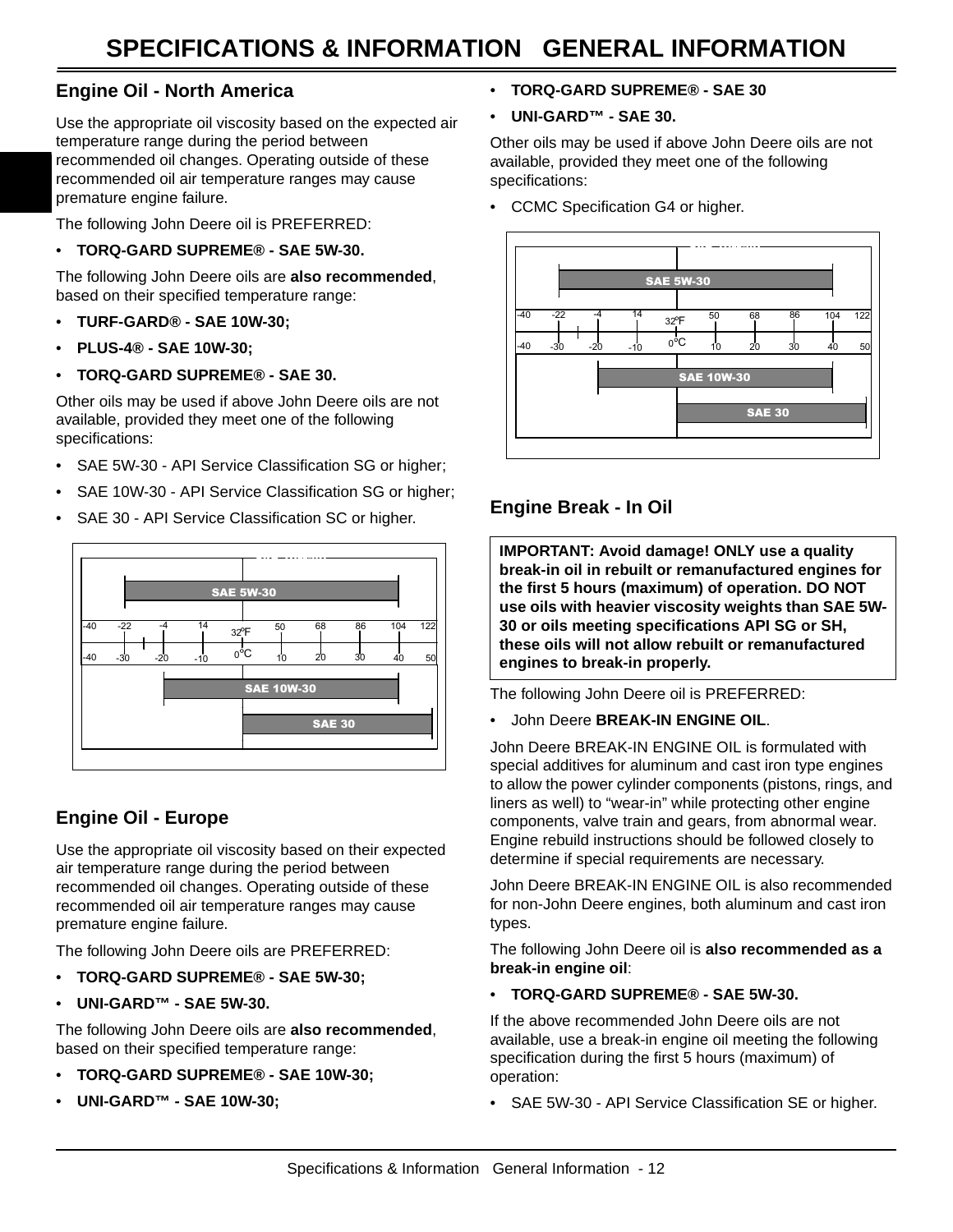## Engine Oil - North America

Use the appropriate oil viscosity based on the expected air temperature range during the period between recommended oil changes. Operating outside of these recommended oil air temperature ranges may cause premature engine failure.

The following John Deere oil is PREFERRED:

- **TORQ-GARD SUPREME® - SAE 5W-30.**

The following John Deere oils are **also recommended**, based on their specified temperature range:

- **TURF-GARD® - SAE 10W-30;**
- **PLUS-4® - SAE 10W-30;**
- **TORQ-GARD SUPREME® - SAE 30.**

Other oils may be used if above John Deere oils are not available, provided they meet one of the following specifications:

- SAE 5W-30 - API Service Classification SG or higher;
- SAE 10W-30 - API Service Classification SG or higher;
- SAE 30 - API Service Classification SC or higher.

SAE 5W-30

-40 -22 -4 14 32°F 50 68 86 104 122

-40 -30 -20 -10 0°C 10 20 30 40 50

SAE 10W-30

SAE 30

## Engine Oil - Europe

Use the appropriate oil viscosity based on their expected air temperature range during the period between recommended oil changes. Operating outside of these recommended oil air temperature ranges may cause premature engine failure.

The following John Deere oils are PREFERRED:

- **TORQ-GARD SUPREME® - SAE 5W-30;**
- **UNI-GARD™ - SAE 5W-30.**

The following John Deere oils are **also recommended**, based on their specified temperature range:

- **TORQ-GARD SUPREME® - SAE 10W-30;**
- **UNI-GARD™ - SAE 10W-30;**
- **TORQ-GARD SUPREME® - SAE 30**
- **UNI-GARD™ - SAE 30.**

Other oils may be used if above John Deere oils are not available, provided they meet one of the following specifications:

- CCMC Specification G4 or higher.

SAE 5W-30

-40 -22 -4 14 32°F 50 68 86 104 122

-40 -30 -20 -10 0°C 10 20 30 40 50

SAE 10W-30

SAE 30

## Engine Break - In Oil

**IMPORTANT: Avoid damage! ONLY use a quality break-in oil in rebuilt or remanufactured engines for the first 5 hours (maximum) of operation. DO NOT use oils with heavier viscosity weights than SAE 5W-30 or oils meeting specifications API SG or SH, these oils will not allow rebuilt or remanufactured engines to break-in properly.**

The following John Deere oil is PREFERRED:

- John Deere **BREAK-IN ENGINE OIL**.

John Deere BREAK-IN ENGINE OIL is formulated with special additives for aluminum and cast iron type engines to allow the power cylinder components (pistons, rings, and liners as well) to “wear-in” while protecting other engine components, valve train and gears, from abnormal wear. Engine rebuild instructions should be followed closely to determine if special requirements are necessary.

John Deere BREAK-IN ENGINE OIL is also recommended for non-John Deere engines, both aluminum and cast iron types.

The following John Deere oil is **also recommended as a break-in engine oil**:

- **TORQ-GARD SUPREME® - SAE 5W-30.**

If the above recommended John Deere oils are not available, use a break-in engine oil meeting the following specification during the first 5 hours (maximum) of operation:

- SAE 5W-30 - API Service Classification SE or higher.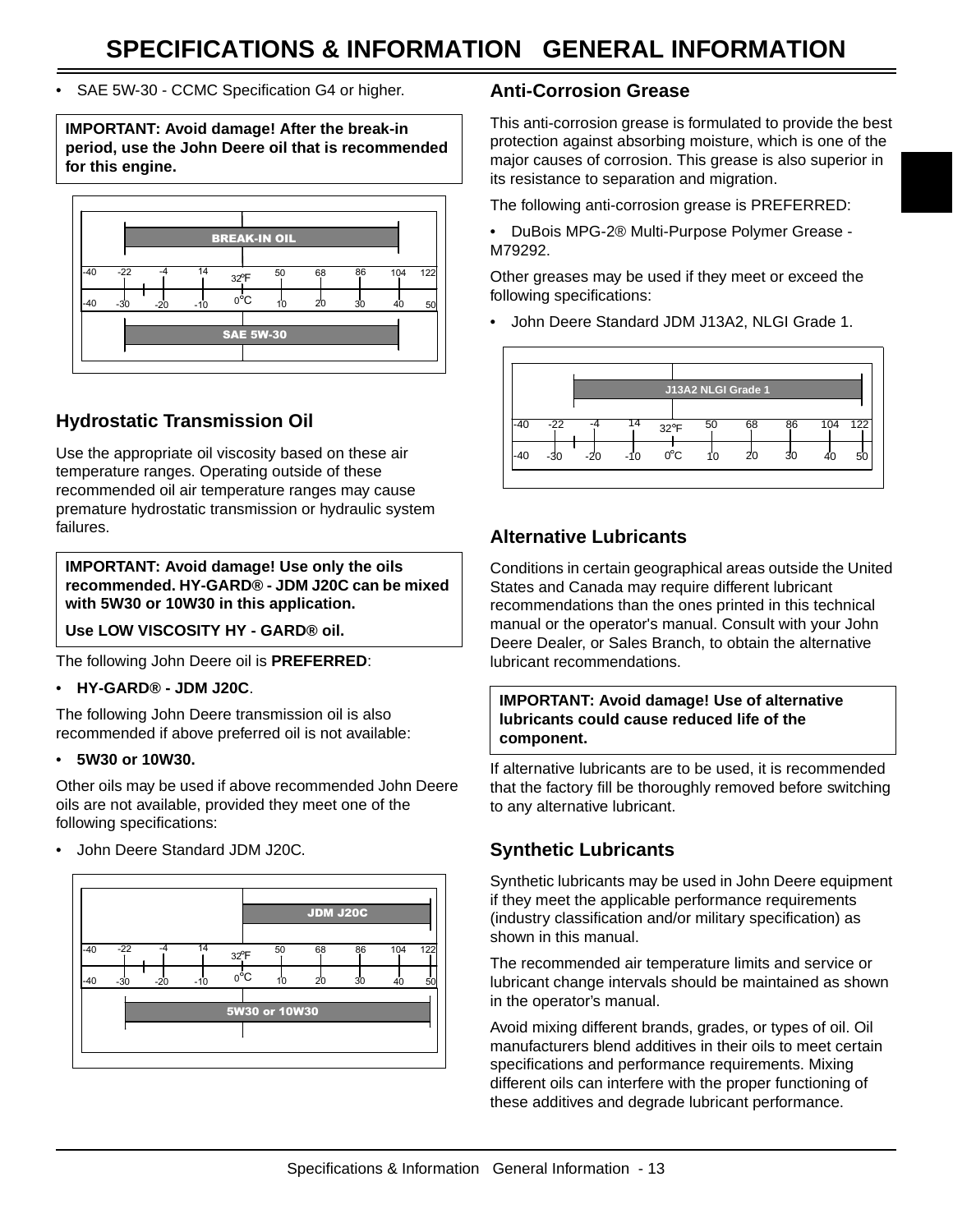- SAE 5W-30 - CCMC Specification G4 or higher.

**IMPORTANT: Avoid damage! After the break-in period, use the John Deere oil that is recommended for this engine.**

BREAK-IN OIL

| °F | -40 | -22 | -4 | 14 | 32 | 50 | 68 | 86 | 104 | 122 |
|---|---|---|---|---|---|---|---|---|---|---|
| °C | -40 | -30 | -20 | -10 | 0 | 10 | 20 | 30 | 40 | 50 |

SAE 5W-30

## Hydrostatic Transmission Oil

Use the appropriate oil viscosity based on these air temperature ranges. Operating outside of these recommended oil air temperature ranges may cause premature hydrostatic transmission or hydraulic system failures.

**IMPORTANT: Avoid damage! Use only the oils recommended. HY-GARD® - JDM J20C can be mixed with 5W30 or 10W30 in this application.**

**Use LOW VISCOSITY HY - GARD® oil.**

The following John Deere oil is **PREFERRED**:

- **HY-GARD® - JDM J20C**.

The following John Deere transmission oil is also recommended if above preferred oil is not available:

- **5W30 or 10W30.**

Other oils may be used if above recommended John Deere oils are not available, provided they meet one of the following specifications:

- John Deere Standard JDM J20C.

JDM J20C

| °F | -40 | -22 | -4 | 14 | 32 | 50 | 68 | 86 | 104 | 122 |
|---|---|---|---|---|---|---|---|---|---|---|
| °C | -40 | -30 | -20 | -10 | 0 | 10 | 20 | 30 | 40 | 50 |

5W30 or 10W30

## Anti-Corrosion Grease

This anti-corrosion grease is formulated to provide the best protection against absorbing moisture, which is one of the major causes of corrosion. This grease is also superior in its resistance to separation and migration.

The following anti-corrosion grease is PREFERRED:

- DuBois MPG-2® Multi-Purpose Polymer Grease - M79292.

Other greases may be used if they meet or exceed the following specifications:

- John Deere Standard JDM J13A2, NLGI Grade 1.

J13A2 NLGI Grade 1

| °F | -40 | -22 | -4 | 14 | 32 | 50 | 68 | 86 | 104 | 122 |
|---|---|---|---|---|---|---|---|---|---|---|
| °C | -40 | -30 | -20 | -10 | 0 | 10 | 20 | 30 | 40 | 50 |

## Alternative Lubricants

Conditions in certain geographical areas outside the United States and Canada may require different lubricant recommendations than the ones printed in this technical manual or the operator's manual. Consult with your John Deere Dealer, or Sales Branch, to obtain the alternative lubricant recommendations.

**IMPORTANT: Avoid damage! Use of alternative lubricants could cause reduced life of the component.**

If alternative lubricants are to be used, it is recommended that the factory fill be thoroughly removed before switching to any alternative lubricant.

## Synthetic Lubricants

Synthetic lubricants may be used in John Deere equipment if they meet the applicable performance requirements (industry classification and/or military specification) as shown in this manual.

The recommended air temperature limits and service or lubricant change intervals should be maintained as shown in the operator's manual.

Avoid mixing different brands, grades, or types of oil. Oil manufacturers blend additives in their oils to meet certain specifications and performance requirements. Mixing different oils can interfere with the proper functioning of these additives and degrade lubricant performance.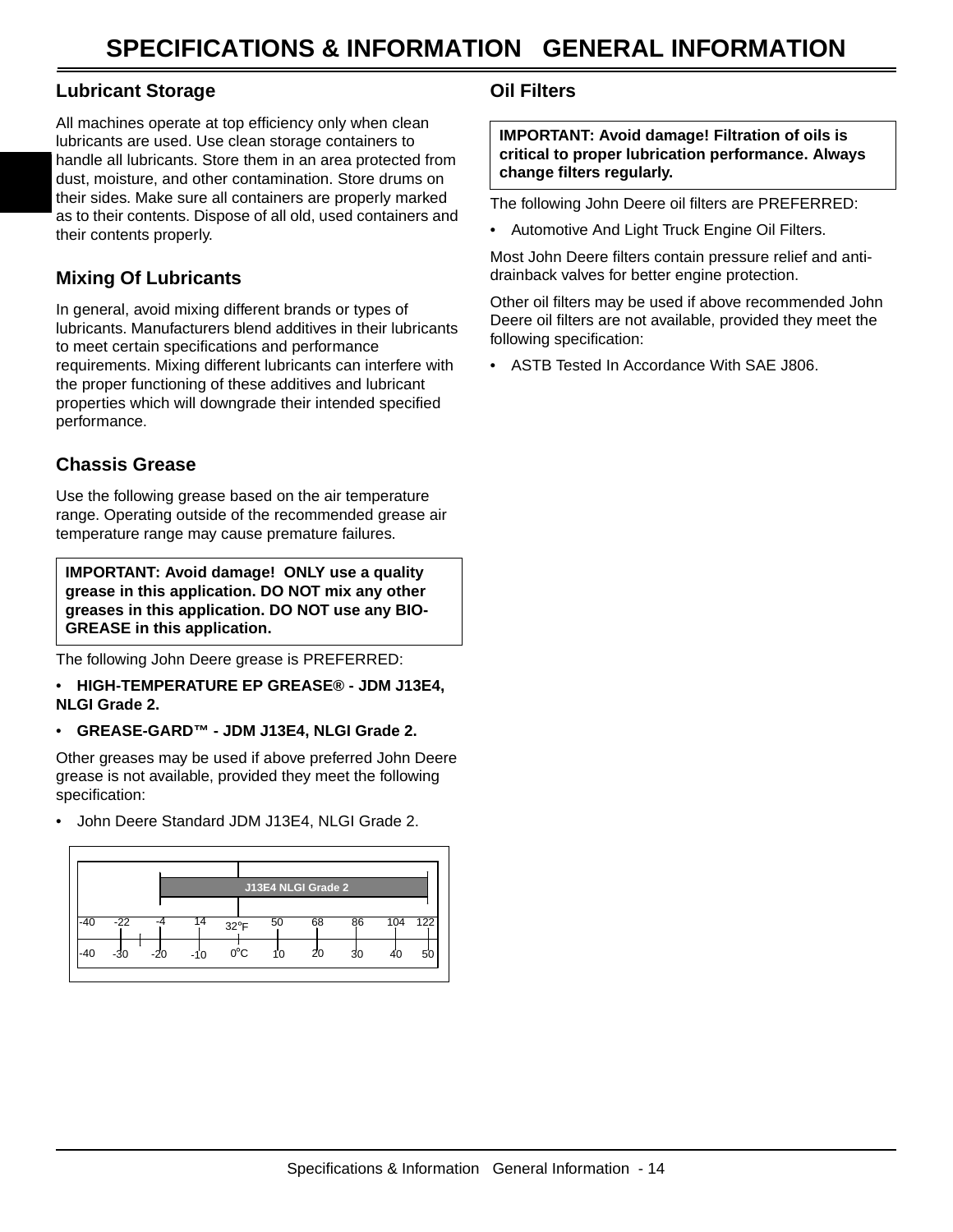# SPECIFICATIONS & INFORMATION GENERAL INFORMATION

## Lubricant Storage

All machines operate at top efficiency only when clean lubricants are used. Use clean storage containers to handle all lubricants. Store them in an area protected from dust, moisture, and other contamination. Store drums on their sides. Make sure all containers are properly marked as to their contents. Dispose of all old, used containers and their contents properly.

## Mixing Of Lubricants

In general, avoid mixing different brands or types of lubricants. Manufacturers blend additives in their lubricants to meet certain specifications and performance requirements. Mixing different lubricants can interfere with the proper functioning of these additives and lubricant properties which will downgrade their intended specified performance.

## Chassis Grease

Use the following grease based on the air temperature range. Operating outside of the recommended grease air temperature range may cause premature failures.

**IMPORTANT: Avoid damage! ONLY use a quality grease in this application. DO NOT mix any other greases in this application. DO NOT use any BIO-GREASE in this application.**

The following John Deere grease is PREFERRED:

- **HIGH-TEMPERATURE EP GREASE® - JDM J13E4, NLGI Grade 2.**
- **GREASE-GARD™ - JDM J13E4, NLGI Grade 2.**

Other greases may be used if above preferred John Deere grease is not available, provided they meet the following specification:

- John Deere Standard JDM J13E4, NLGI Grade 2.

J13E4 NLGI Grade 2

| °F | -40 | -22 | -4 | 14 | 32°F | 50 | 68 | 86 | 104 | 122 |
|---|---|---|---|---|---|---|---|---|---|---|
| °C | -40 | -30 | -20 | -10 | 0°C | 10 | 20 | 30 | 40 | 50 |

## Oil Filters

**IMPORTANT: Avoid damage! Filtration of oils is critical to proper lubrication performance. Always change filters regularly.**

The following John Deere oil filters are PREFERRED:

- Automotive And Light Truck Engine Oil Filters.

Most John Deere filters contain pressure relief and anti-drainback valves for better engine protection.

Other oil filters may be used if above recommended John Deere oil filters are not available, provided they meet the following specification:

- ASTB Tested In Accordance With SAE J806.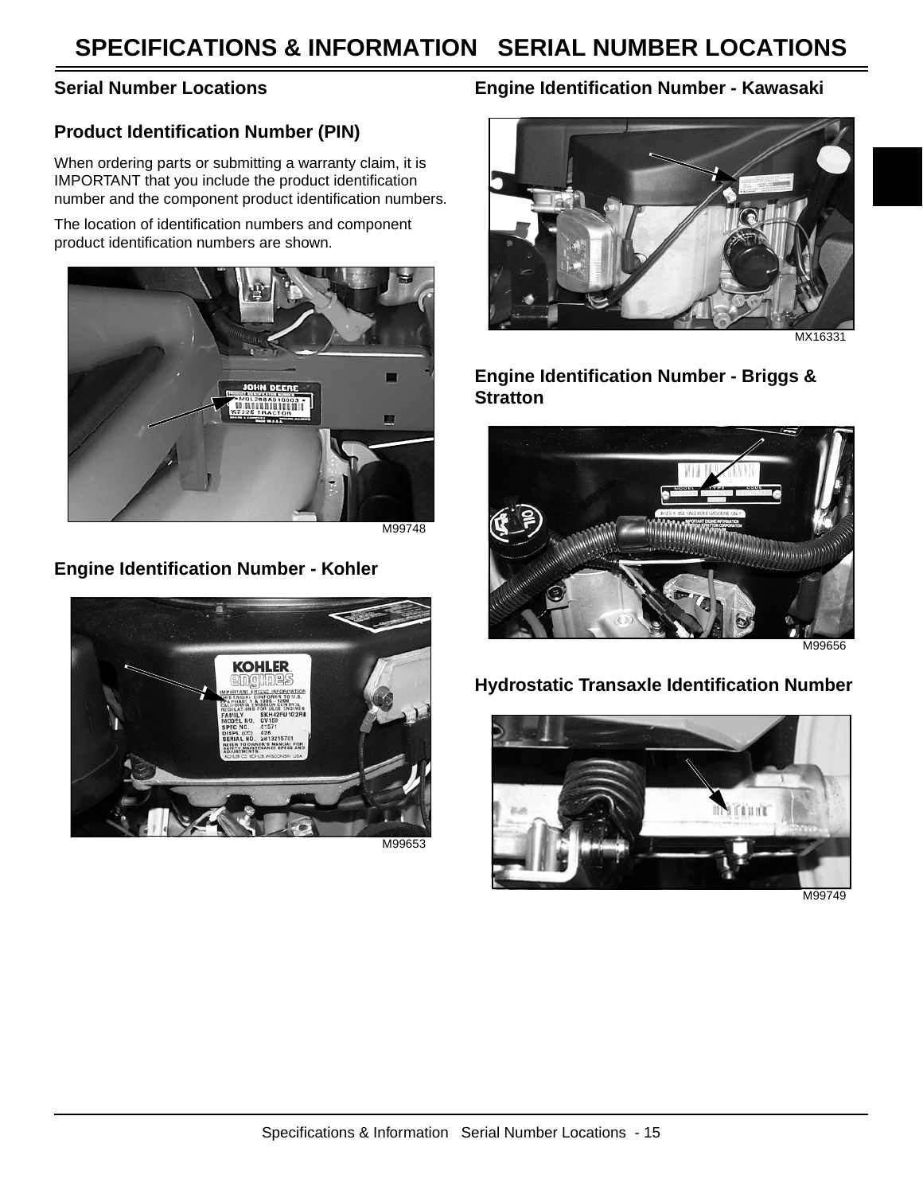# SPECIFICATIONS & INFORMATION SERIAL NUMBER LOCATIONS

## Serial Number Locations

### Product Identification Number (PIN)

When ordering parts or submitting a warranty claim, it is IMPORTANT that you include the product identification number and the component product identification numbers.

The location of identification numbers and component product identification numbers are shown.

M99748

### Engine Identification Number - Kohler

M99653

### Engine Identification Number - Kawasaki

MX16331

### Engine Identification Number - Briggs & Stratton

M99656

### Hydrostatic Transaxle Identification Number

M99749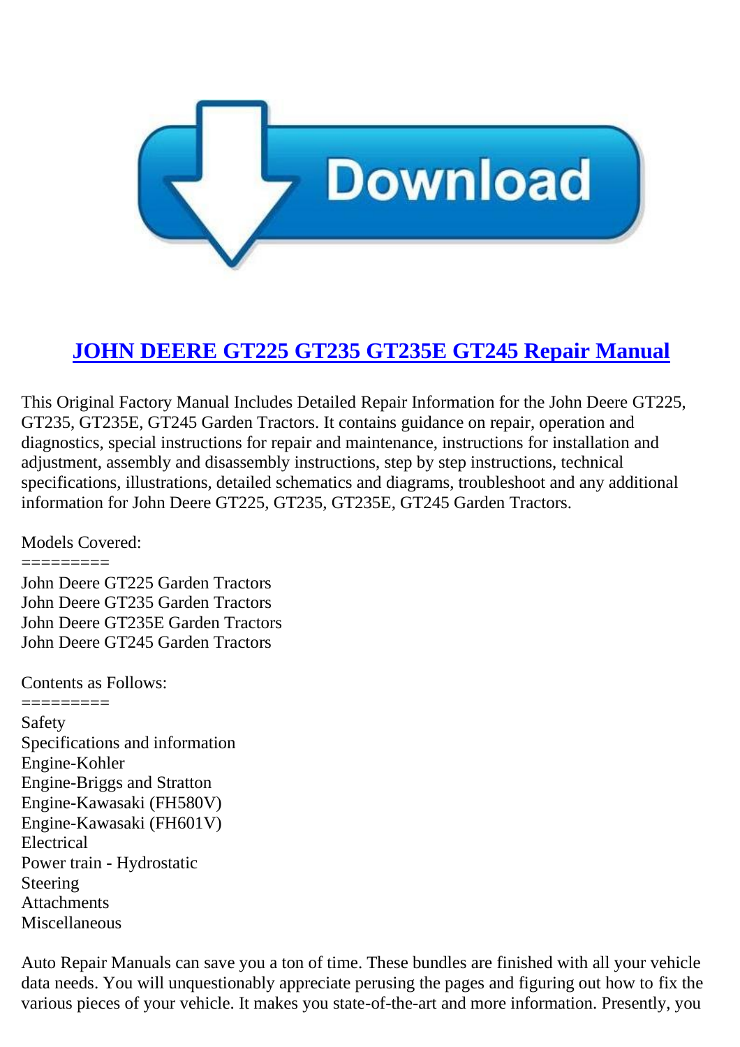# [JOHN DEERE GT225 GT235 GT235E GT245 Repair Manual]()

This Original Factory Manual Includes Detailed Repair Information for the John Deere GT225, GT235, GT235E, GT245 Garden Tractors. It contains guidance on repair, operation and diagnostics, special instructions for repair and maintenance, instructions for installation and adjustment, assembly and disassembly instructions, step by step instructions, technical specifications, illustrations, detailed schematics and diagrams, troubleshoot and any additional information for John Deere GT225, GT235, GT235E, GT245 Garden Tractors.

Models Covered:
=========
John Deere GT225 Garden Tractors
John Deere GT235 Garden Tractors
John Deere GT235E Garden Tractors
John Deere GT245 Garden Tractors

Contents as Follows:
=========
Safety
Specifications and information
Engine-Kohler
Engine-Briggs and Stratton
Engine-Kawasaki (FH580V)
Engine-Kawasaki (FH601V)
Electrical
Power train - Hydrostatic
Steering
Attachments
Miscellaneous

Auto Repair Manuals can save you a ton of time. These bundles are finished with all your vehicle data needs. You will unquestionably appreciate perusing the pages and figuring out how to fix the various pieces of your vehicle. It makes you state-of-the-art and more information. Presently, you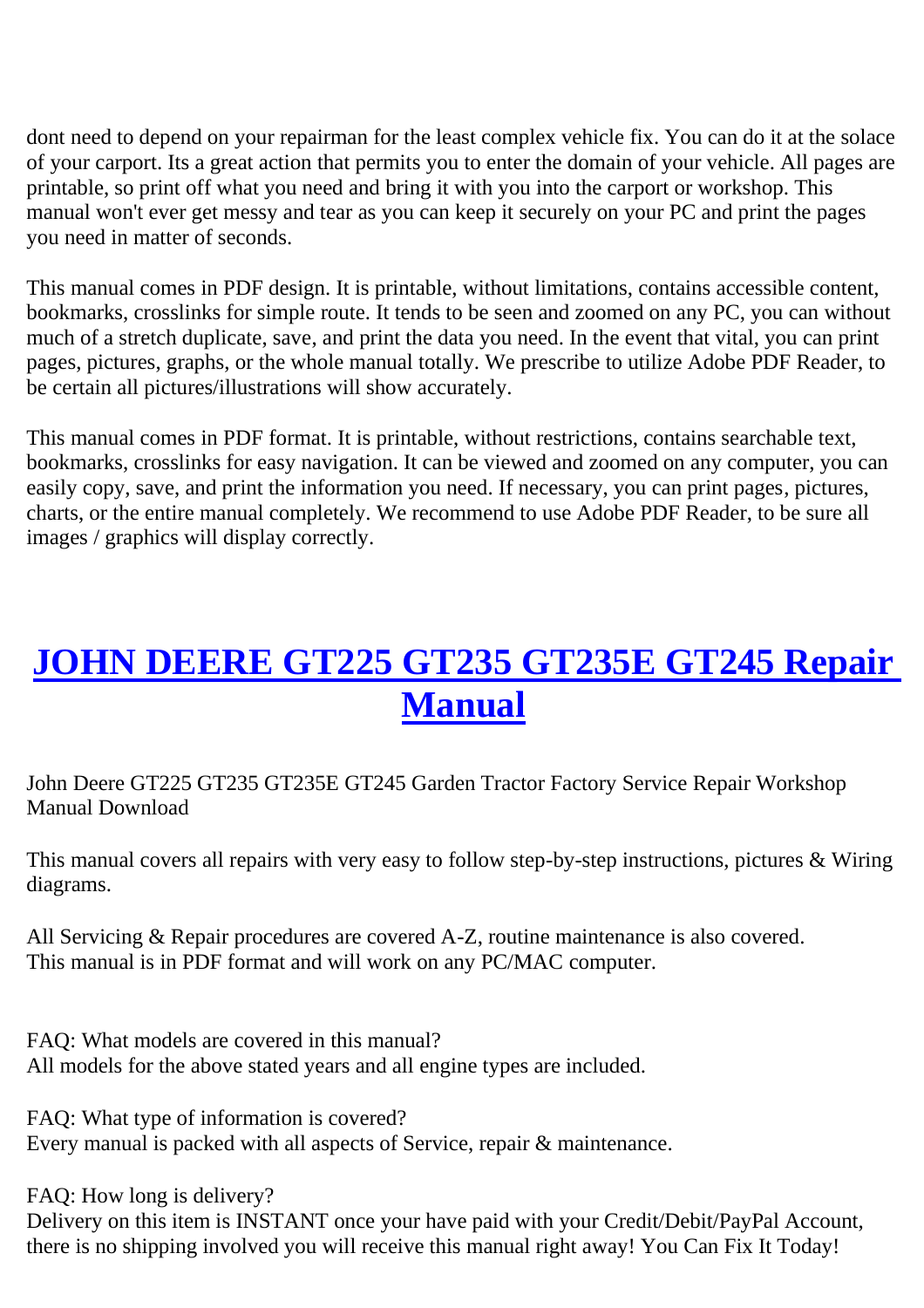dont need to depend on your repairman for the least complex vehicle fix. You can do it at the solace of your carport. Its a great action that permits you to enter the domain of your vehicle. All pages are printable, so print off what you need and bring it with you into the carport or workshop. This manual won't ever get messy and tear as you can keep it securely on your PC and print the pages you need in matter of seconds.

This manual comes in PDF design. It is printable, without limitations, contains accessible content, bookmarks, crosslinks for simple route. It tends to be seen and zoomed on any PC, you can without much of a stretch duplicate, save, and print the data you need. In the event that vital, you can print pages, pictures, graphs, or the whole manual totally. We prescribe to utilize Adobe PDF Reader, to be certain all pictures/illustrations will show accurately.

This manual comes in PDF format. It is printable, without restrictions, contains searchable text, bookmarks, crosslinks for easy navigation. It can be viewed and zoomed on any computer, you can easily copy, save, and print the information you need. If necessary, you can print pages, pictures, charts, or the entire manual completely. We recommend to use Adobe PDF Reader, to be sure all images / graphics will display correctly.

# JOHN DEERE GT225 GT235 GT235E GT245 Repair Manual

John Deere GT225 GT235 GT235E GT245 Garden Tractor Factory Service Repair Workshop Manual Download

This manual covers all repairs with very easy to follow step-by-step instructions, pictures & Wiring diagrams.

All Servicing & Repair procedures are covered A-Z, routine maintenance is also covered.
This manual is in PDF format and will work on any PC/MAC computer.

FAQ: What models are covered in this manual?
All models for the above stated years and all engine types are included.

FAQ: What type of information is covered?
Every manual is packed with all aspects of Service, repair & maintenance.

FAQ: How long is delivery?
Delivery on this item is INSTANT once your have paid with your Credit/Debit/PayPal Account, there is no shipping involved you will receive this manual right away! You Can Fix It Today!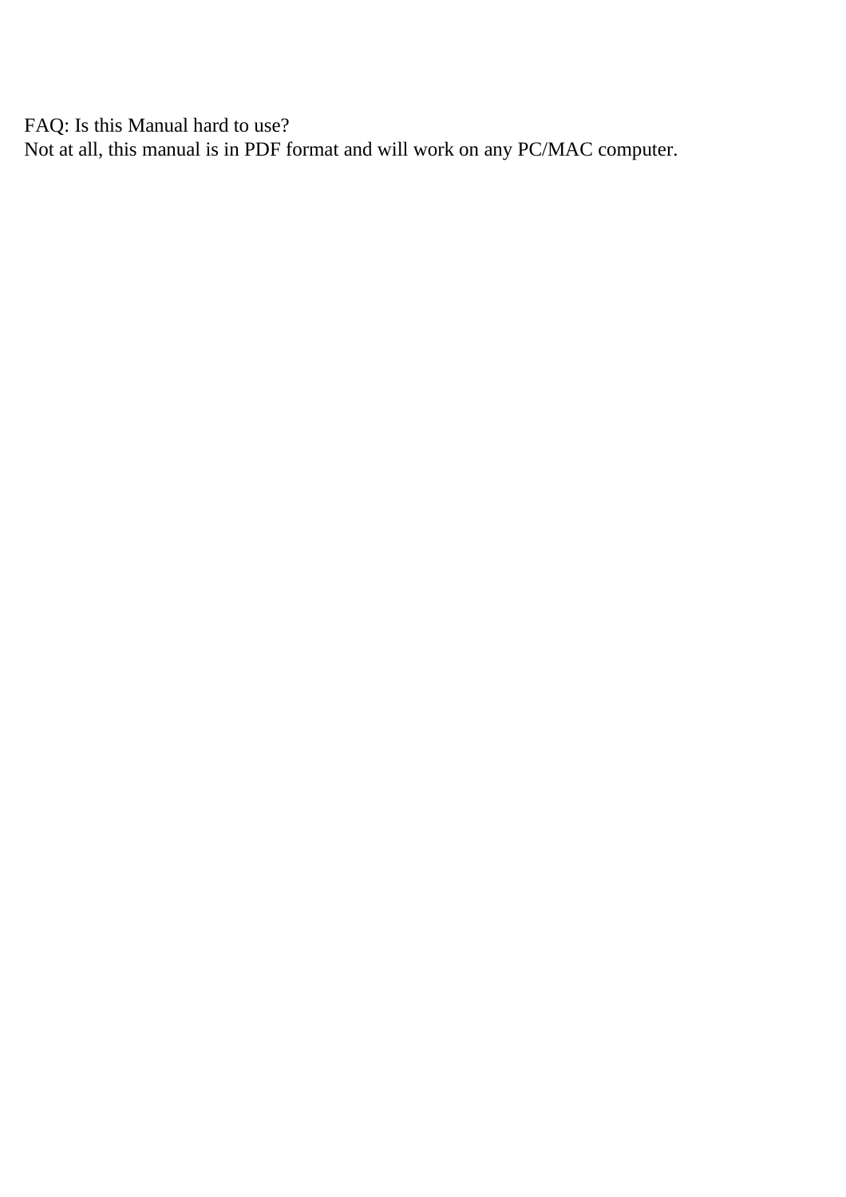FAQ: Is this Manual hard to use?
Not at all, this manual is in PDF format and will work on any PC/MAC computer.